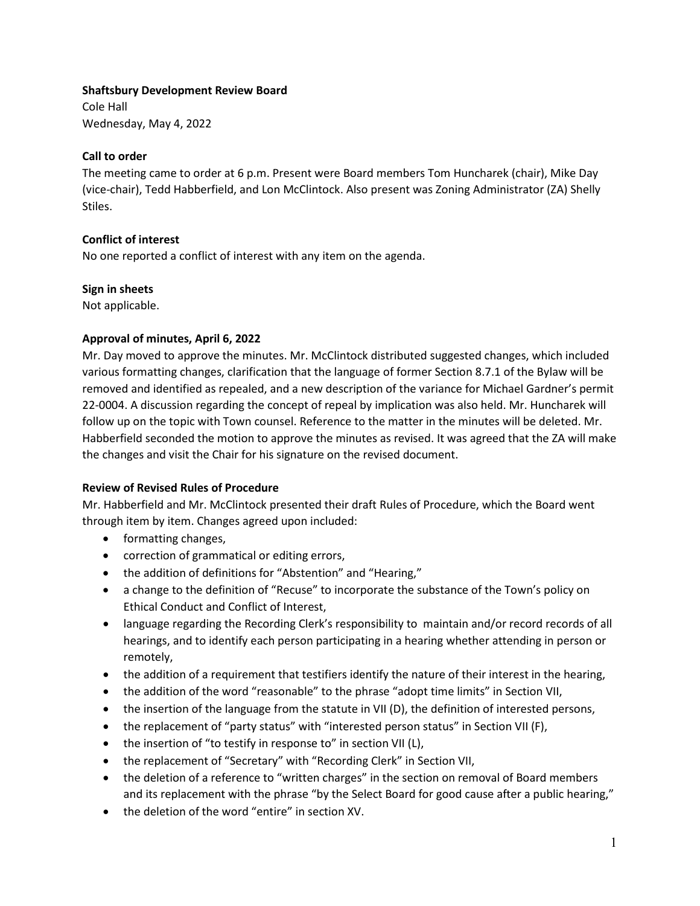**Shaftsbury Development Review Board**
Cole Hall
Wednesday, May 4, 2022

**Call to order**
The meeting came to order at 6 p.m. Present were Board members Tom Huncharek (chair), Mike Day (vice-chair), Tedd Habberfield, and Lon McClintock. Also present was Zoning Administrator (ZA) Shelly Stiles.

**Conflict of interest**
No one reported a conflict of interest with any item on the agenda.

**Sign in sheets**
Not applicable.

**Approval of minutes, April 6, 2022**
Mr. Day moved to approve the minutes. Mr. McClintock distributed suggested changes, which included various formatting changes, clarification that the language of former Section 8.7.1 of the Bylaw will be removed and identified as repealed, and a new description of the variance for Michael Gardner's permit 22-0004. A discussion regarding the concept of repeal by implication was also held. Mr. Huncharek will follow up on the topic with Town counsel. Reference to the matter in the minutes will be deleted. Mr. Habberfield seconded the motion to approve the minutes as revised. It was agreed that the ZA will make the changes and visit the Chair for his signature on the revised document.

**Review of Revised Rules of Procedure**
Mr. Habberfield and Mr. McClintock presented their draft Rules of Procedure, which the Board went through item by item. Changes agreed upon included:

- formatting changes,
- correction of grammatical or editing errors,
- the addition of definitions for "Abstention" and "Hearing,"
- a change to the definition of "Recuse" to incorporate the substance of the Town's policy on Ethical Conduct and Conflict of Interest,
- language regarding the Recording Clerk's responsibility to maintain and/or record records of all hearings, and to identify each person participating in a hearing whether attending in person or remotely,
- the addition of a requirement that testifiers identify the nature of their interest in the hearing,
- the addition of the word "reasonable" to the phrase "adopt time limits" in Section VII,
- the insertion of the language from the statute in VII (D), the definition of interested persons,
- the replacement of "party status" with "interested person status" in Section VII (F),
- the insertion of "to testify in response to" in section VII (L),
- the replacement of "Secretary" with "Recording Clerk" in Section VII,
- the deletion of a reference to "written charges" in the section on removal of Board members and its replacement with the phrase "by the Select Board for good cause after a public hearing,"
- the deletion of the word "entire" in section XV.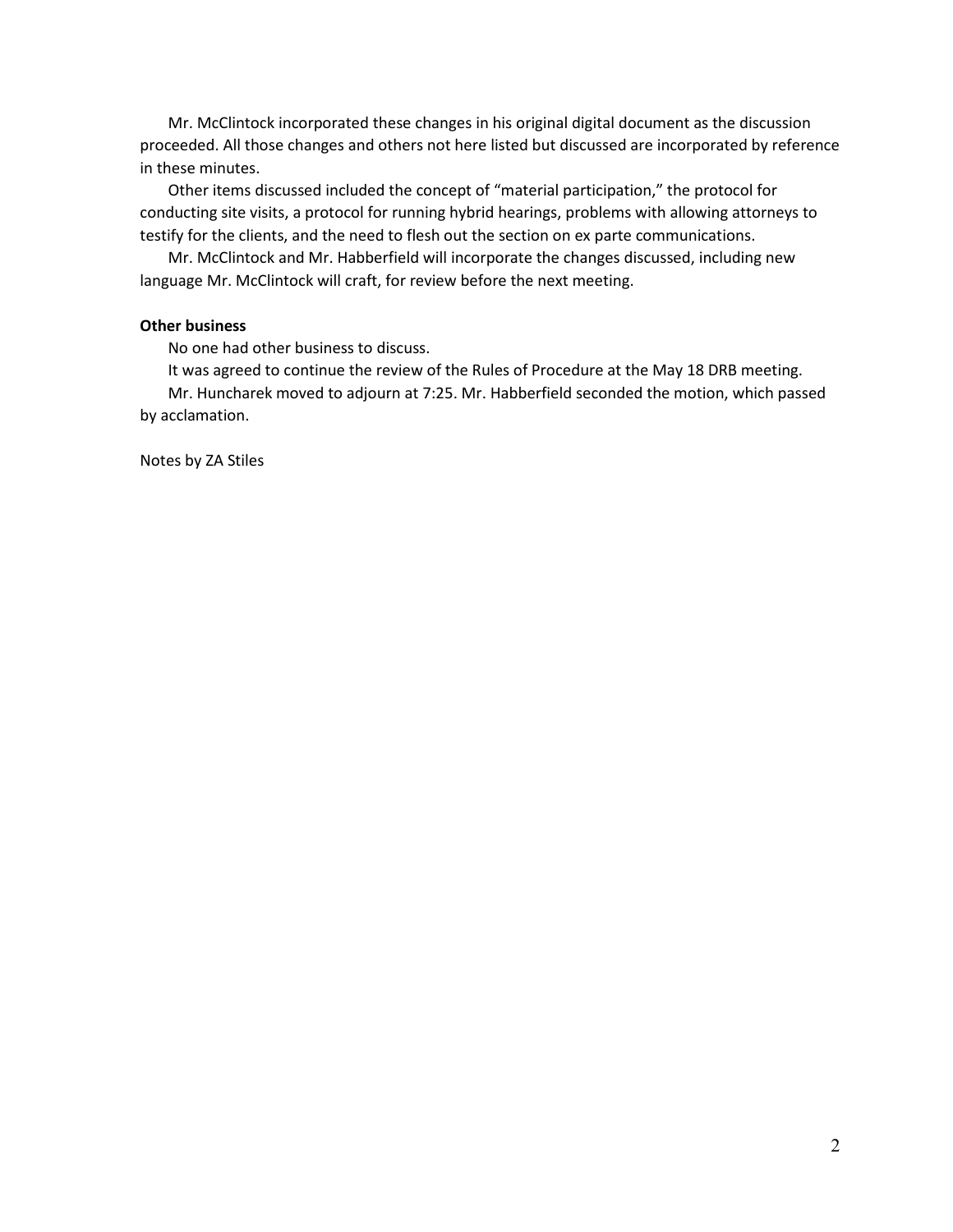Mr. McClintock incorporated these changes in his original digital document as the discussion proceeded. All those changes and others not here listed but discussed are incorporated by reference in these minutes.

Other items discussed included the concept of "material participation," the protocol for conducting site visits, a protocol for running hybrid hearings, problems with allowing attorneys to testify for the clients, and the need to flesh out the section on ex parte communications.

Mr. McClintock and Mr. Habberfield will incorporate the changes discussed, including new language Mr. McClintock will craft, for review before the next meeting.

**Other business**

No one had other business to discuss.

It was agreed to continue the review of the Rules of Procedure at the May 18 DRB meeting.

Mr. Huncharek moved to adjourn at 7:25. Mr. Habberfield seconded the motion, which passed by acclamation.

Notes by ZA Stiles